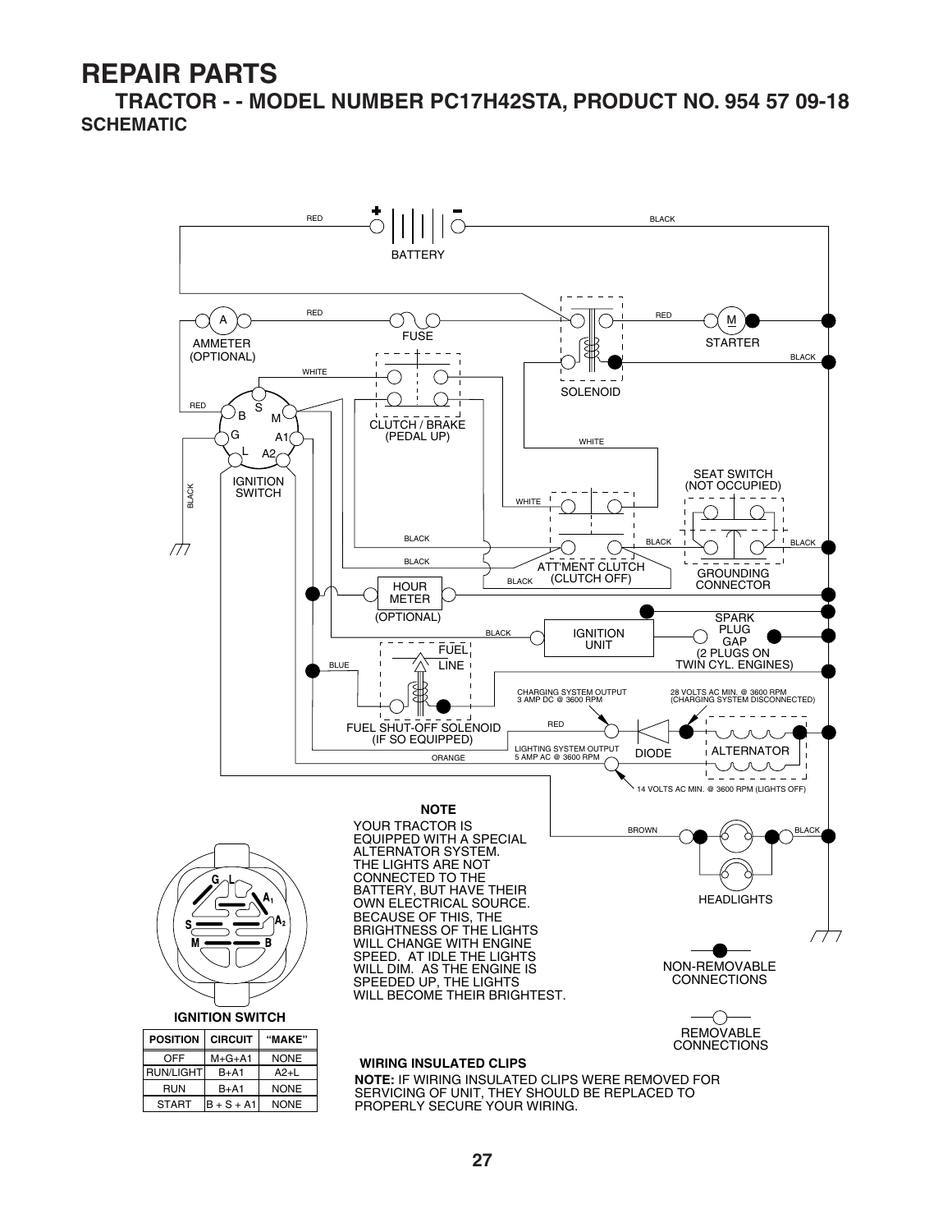# REPAIR PARTS

## TRACTOR - - MODEL NUMBER PC17H42STA, PRODUCT NO. 954 57 09-18

### SCHEMATIC

BATTERY

AMMETER (OPTIONAL)

FUSE

SOLENOID

STARTER

IGNITION SWITCH

CLUTCH / BRAKE (PEDAL UP)

SEAT SWITCH (NOT OCCUPIED)

ATT'MENT CLUTCH (CLUTCH OFF)

GROUNDING CONNECTOR

HOUR METER (OPTIONAL)

IGNITION UNIT

SPARK PLUG GAP (2 PLUGS ON TWIN CYL. ENGINES)

FUEL LINE

FUEL SHUT-OFF SOLENOID (IF SO EQUIPPED)

CHARGING SYSTEM OUTPUT 3 AMP DC @ 3600 RPM

28 VOLTS AC MIN. @ 3600 RPM (CHARGING SYSTEM DISCONNECTED)

LIGHTING SYSTEM OUTPUT 5 AMP AC @ 3600 RPM

DIODE

ALTERNATOR

14 VOLTS AC MIN. @ 3600 RPM (LIGHTS OFF)

HEADLIGHTS

**NOTE**

YOUR TRACTOR IS EQUIPPED WITH A SPECIAL ALTERNATOR SYSTEM. THE LIGHTS ARE NOT CONNECTED TO THE BATTERY, BUT HAVE THEIR OWN ELECTRICAL SOURCE. BECAUSE OF THIS, THE BRIGHTNESS OF THE LIGHTS WILL CHANGE WITH ENGINE SPEED. AT IDLE THE LIGHTS WILL DIM. AS THE ENGINE IS SPEEDED UP, THE LIGHTS WILL BECOME THEIR BRIGHTEST.

NON-REMOVABLE CONNECTIONS

REMOVABLE CONNECTIONS

**IGNITION SWITCH**

| POSITION | CIRCUIT | "MAKE" |
|---|---|---|
| OFF | M+G+A1 | NONE |
| RUN/LIGHT | B+A1 | A2+L |
| RUN | B+A1 | NONE |
| START | B + S + A1 | NONE |

**WIRING INSULATED CLIPS**

**NOTE:** IF WIRING INSULATED CLIPS WERE REMOVED FOR SERVICING OF UNIT, THEY SHOULD BE REPLACED TO PROPERLY SECURE YOUR WIRING.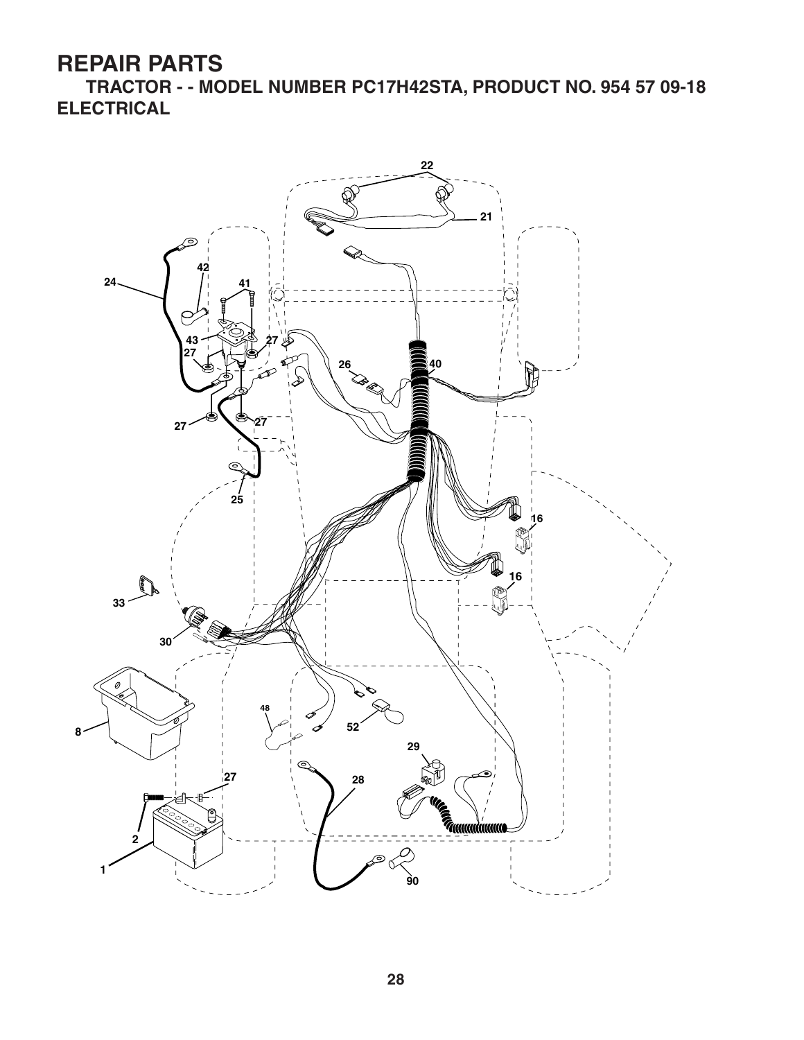# REPAIR PARTS

**TRACTOR - - MODEL NUMBER PC17H42STA, PRODUCT NO. 954 57 09-18**

## ELECTRICAL

22
21
42
24
41
43
27
27
26
40
27
27
25
16
16
33
30
8
48
52
29
27
28
2
1
90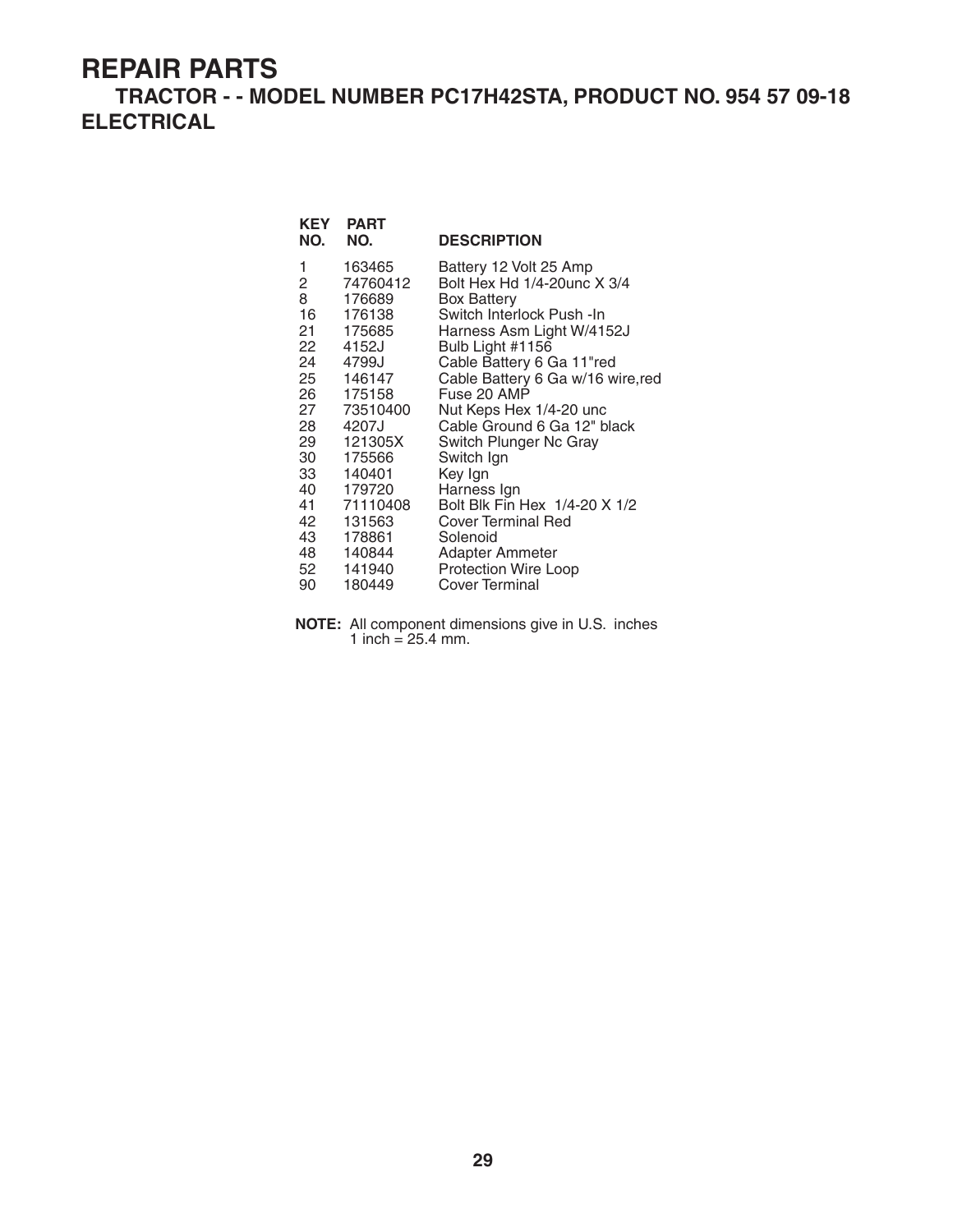# REPAIR PARTS

## TRACTOR - - MODEL NUMBER PC17H42STA, PRODUCT NO. 954 57 09-18

## ELECTRICAL

| KEY NO. | PART NO. | DESCRIPTION |
|---|---|---|
| 1 | 163465 | Battery 12 Volt 25 Amp |
| 2 | 74760412 | Bolt Hex Hd 1/4-20unc X 3/4 |
| 8 | 176689 | Box Battery |
| 16 | 176138 | Switch Interlock Push -In |
| 21 | 175685 | Harness Asm Light W/4152J |
| 22 | 4152J | Bulb Light #1156 |
| 24 | 4799J | Cable Battery 6 Ga 11"red |
| 25 | 146147 | Cable Battery 6 Ga w/16 wire,red |
| 26 | 175158 | Fuse 20 AMP |
| 27 | 73510400 | Nut Keps Hex 1/4-20 unc |
| 28 | 4207J | Cable Ground 6 Ga 12" black |
| 29 | 121305X | Switch Plunger Nc Gray |
| 30 | 175566 | Switch Ign |
| 33 | 140401 | Key Ign |
| 40 | 179720 | Harness Ign |
| 41 | 71110408 | Bolt Blk Fin Hex 1/4-20 X 1/2 |
| 42 | 131563 | Cover Terminal Red |
| 43 | 178861 | Solenoid |
| 48 | 140844 | Adapter Ammeter |
| 52 | 141940 | Protection Wire Loop |
| 90 | 180449 | Cover Terminal |

**NOTE:** All component dimensions give in U.S. inches
1 inch = 25.4 mm.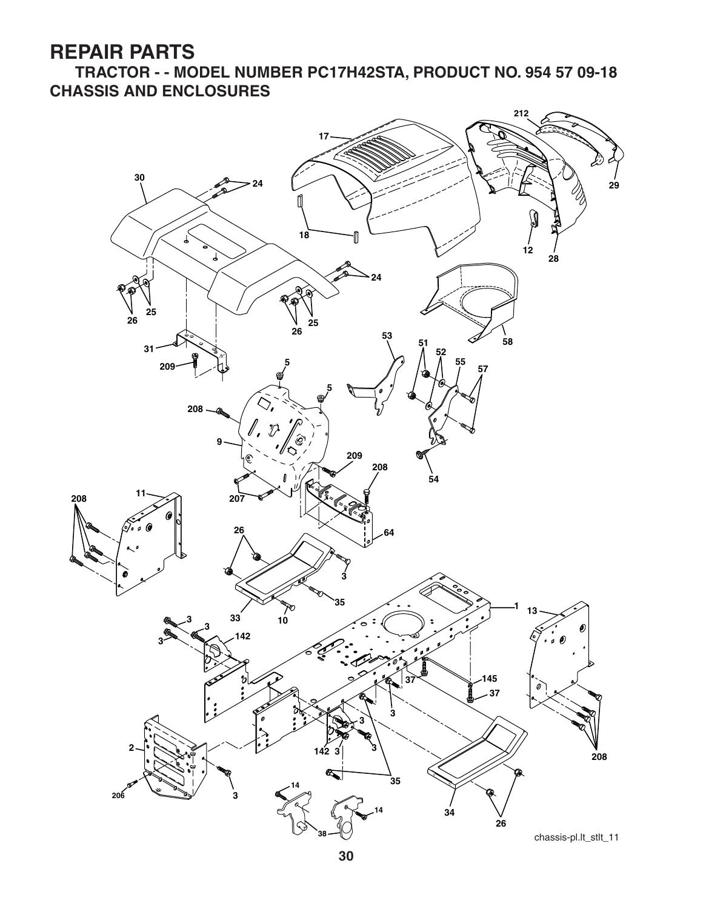# REPAIR PARTS

## TRACTOR - - MODEL NUMBER PC17H42STA, PRODUCT NO. 954 57 09-18

## CHASSIS AND ENCLOSURES

chassis-pl.lt_stlt_11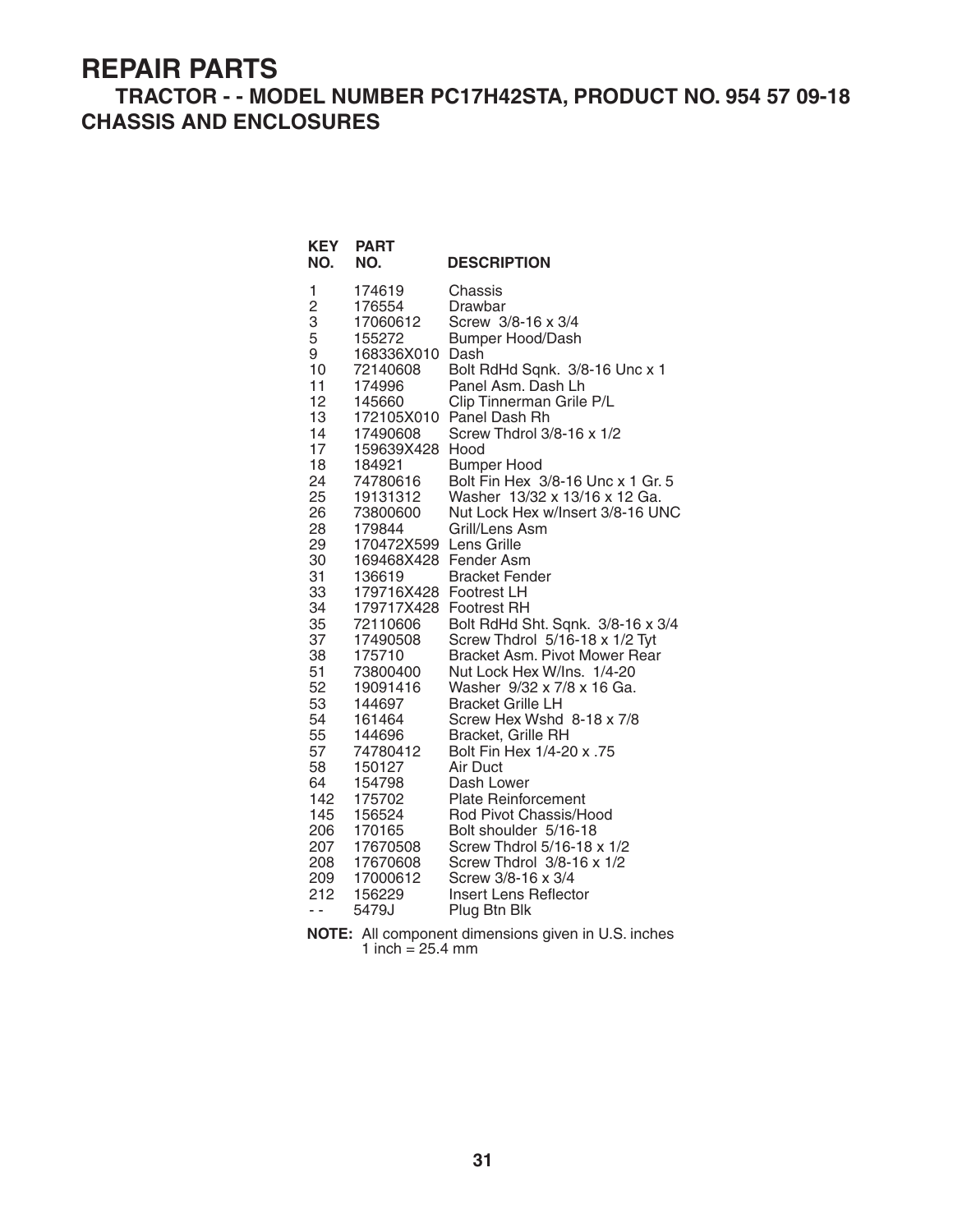# REPAIR PARTS

## TRACTOR - - MODEL NUMBER PC17H42STA, PRODUCT NO. 954 57 09-18

## CHASSIS AND ENCLOSURES

| KEY NO. | PART NO. | DESCRIPTION |
|---|---|---|
| 1 | 174619 | Chassis |
| 2 | 176554 | Drawbar |
| 3 | 17060612 | Screw 3/8-16 x 3/4 |
| 5 | 155272 | Bumper Hood/Dash |
| 9 | 168336X010 | Dash |
| 10 | 72140608 | Bolt RdHd Sqnk. 3/8-16 Unc x 1 |
| 11 | 174996 | Panel Asm. Dash Lh |
| 12 | 145660 | Clip Tinnerman Grile P/L |
| 13 | 172105X010 | Panel Dash Rh |
| 14 | 17490608 | Screw Thdrol 3/8-16 x 1/2 |
| 17 | 159639X428 | Hood |
| 18 | 184921 | Bumper Hood |
| 24 | 74780616 | Bolt Fin Hex 3/8-16 Unc x 1 Gr. 5 |
| 25 | 19131312 | Washer 13/32 x 13/16 x 12 Ga. |
| 26 | 73800600 | Nut Lock Hex w/Insert 3/8-16 UNC |
| 28 | 179844 | Grill/Lens Asm |
| 29 | 170472X599 | Lens Grille |
| 30 | 169468X428 | Fender Asm |
| 31 | 136619 | Bracket Fender |
| 33 | 179716X428 | Footrest LH |
| 34 | 179717X428 | Footrest RH |
| 35 | 72110606 | Bolt RdHd Sht. Sqnk. 3/8-16 x 3/4 |
| 37 | 17490508 | Screw Thdrol 5/16-18 x 1/2 Tyt |
| 38 | 175710 | Bracket Asm. Pivot Mower Rear |
| 51 | 73800400 | Nut Lock Hex W/Ins. 1/4-20 |
| 52 | 19091416 | Washer 9/32 x 7/8 x 16 Ga. |
| 53 | 144697 | Bracket Grille LH |
| 54 | 161464 | Screw Hex Wshd 8-18 x 7/8 |
| 55 | 144696 | Bracket, Grille RH |
| 57 | 74780412 | Bolt Fin Hex 1/4-20 x .75 |
| 58 | 150127 | Air Duct |
| 64 | 154798 | Dash Lower |
| 142 | 175702 | Plate Reinforcement |
| 145 | 156524 | Rod Pivot Chassis/Hood |
| 206 | 170165 | Bolt shoulder 5/16-18 |
| 207 | 17670508 | Screw Thdrol 5/16-18 x 1/2 |
| 208 | 17670608 | Screw Thdrol 3/8-16 x 1/2 |
| 209 | 17000612 | Screw 3/8-16 x 3/4 |
| 212 | 156229 | Insert Lens Reflector |
| - - | 5479J | Plug Btn Blk |

**NOTE:** All component dimensions given in U.S. inches
1 inch = 25.4 mm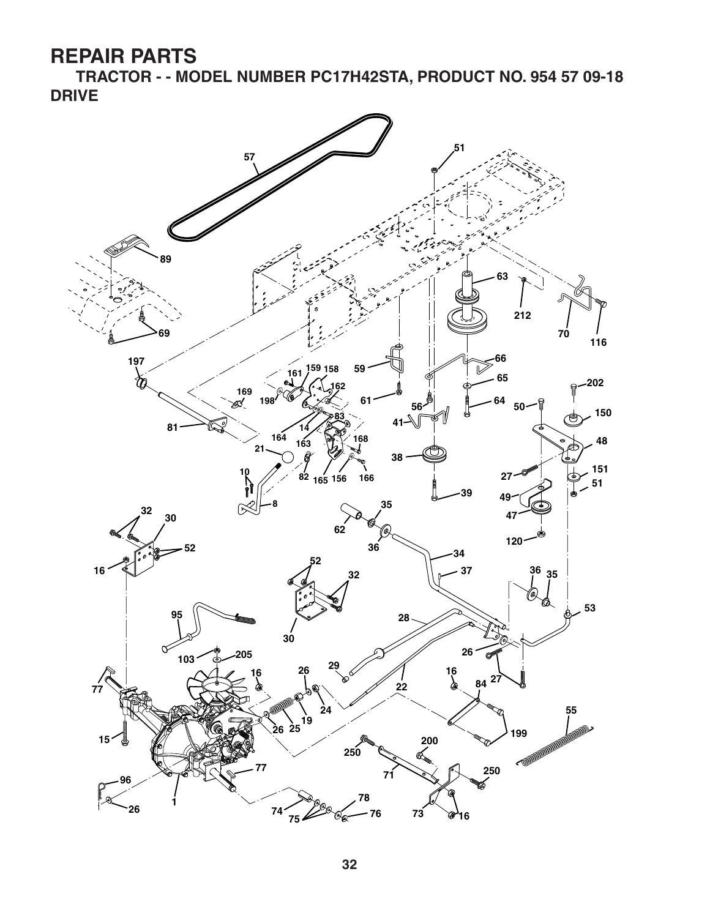# REPAIR PARTS

**TRACTOR - - MODEL NUMBER PC17H42STA, PRODUCT NO. 954 57 09-18**

## DRIVE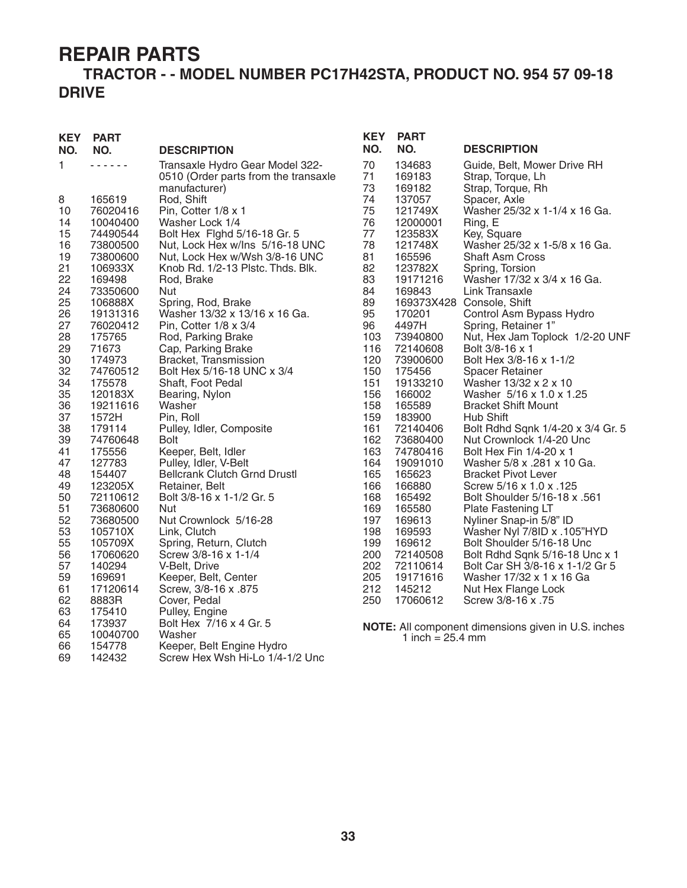# REPAIR PARTS

## TRACTOR - - MODEL NUMBER PC17H42STA, PRODUCT NO. 954 57 09-18

## DRIVE

| KEY NO. | PART NO. | DESCRIPTION |
|---|---|---|
| 1 | - - - - - - | Transaxle Hydro Gear Model 322-0510 (Order parts from the transaxle manufacturer) |
| 8 | 165619 | Rod, Shift |
| 10 | 76020416 | Pin, Cotter 1/8 x 1 |
| 14 | 10040400 | Washer Lock 1/4 |
| 15 | 74490544 | Bolt Hex Flghd 5/16-18 Gr. 5 |
| 16 | 73800500 | Nut, Lock Hex w/Ins 5/16-18 UNC |
| 19 | 73800600 | Nut, Lock Hex w/Wsh 3/8-16 UNC |
| 21 | 106933X | Knob Rd. 1/2-13 Plstc. Thds. Blk. |
| 22 | 169498 | Rod, Brake |
| 24 | 73350600 | Nut |
| 25 | 106888X | Spring, Rod, Brake |
| 26 | 19131316 | Washer 13/32 x 13/16 x 16 Ga. |
| 27 | 76020412 | Pin, Cotter 1/8 x 3/4 |
| 28 | 175765 | Rod, Parking Brake |
| 29 | 71673 | Cap, Parking Brake |
| 30 | 174973 | Bracket, Transmission |
| 32 | 74760512 | Bolt Hex 5/16-18 UNC x 3/4 |
| 34 | 175578 | Shaft, Foot Pedal |
| 35 | 120183X | Bearing, Nylon |
| 36 | 19211616 | Washer |
| 37 | 1572H | Pin, Roll |
| 38 | 179114 | Pulley, Idler, Composite |
| 39 | 74760648 | Bolt |
| 41 | 175556 | Keeper, Belt, Idler |
| 47 | 127783 | Pulley, Idler, V-Belt |
| 48 | 154407 | Bellcrank Clutch Grnd Drustl |
| 49 | 123205X | Retainer, Belt |
| 50 | 72110612 | Bolt 3/8-16 x 1-1/2 Gr. 5 |
| 51 | 73680600 | Nut |
| 52 | 73680500 | Nut Crownlock 5/16-28 |
| 53 | 105710X | Link, Clutch |
| 55 | 105709X | Spring, Return, Clutch |
| 56 | 17060620 | Screw 3/8-16 x 1-1/4 |
| 57 | 140294 | V-Belt, Drive |
| 59 | 169691 | Keeper, Belt, Center |
| 61 | 17120614 | Screw, 3/8-16 x .875 |
| 62 | 8883R | Cover, Pedal |
| 63 | 175410 | Pulley, Engine |
| 64 | 173937 | Bolt Hex 7/16 x 4 Gr. 5 |
| 65 | 10040700 | Washer |
| 66 | 154778 | Keeper, Belt Engine Hydro |
| 69 | 142432 | Screw Hex Wsh Hi-Lo 1/4-1/2 Unc |
| 70 | 134683 | Guide, Belt, Mower Drive RH |
| 71 | 169183 | Strap, Torque, Lh |
| 73 | 169182 | Strap, Torque, Rh |
| 74 | 137057 | Spacer, Axle |
| 75 | 121749X | Washer 25/32 x 1-1/4 x 16 Ga. |
| 76 | 12000001 | Ring, E |
| 77 | 123583X | Key, Square |
| 78 | 121748X | Washer 25/32 x 1-5/8 x 16 Ga. |
| 81 | 165596 | Shaft Asm Cross |
| 82 | 123782X | Spring, Torsion |
| 83 | 19171216 | Washer 17/32 x 3/4 x 16 Ga. |
| 84 | 169843 | Link Transaxle |
| 89 | 169373X428 | Console, Shift |
| 95 | 170201 | Control Asm Bypass Hydro |
| 96 | 4497H | Spring, Retainer 1" |
| 103 | 73940800 | Nut, Hex Jam Toplock 1/2-20 UNF |
| 116 | 72140608 | Bolt 3/8-16 x 1 |
| 120 | 73900600 | Bolt Hex 3/8-16 x 1-1/2 |
| 150 | 175456 | Spacer Retainer |
| 151 | 19133210 | Washer 13/32 x 2 x 10 |
| 156 | 166002 | Washer 5/16 x 1.0 x 1.25 |
| 158 | 165589 | Bracket Shift Mount |
| 159 | 183900 | Hub Shift |
| 161 | 72140406 | Bolt Rdhd Sqnk 1/4-20 x 3/4 Gr. 5 |
| 162 | 73680400 | Nut Crownlock 1/4-20 Unc |
| 163 | 74780416 | Bolt Hex Fin 1/4-20 x 1 |
| 164 | 19091010 | Washer 5/8 x .281 x 10 Ga. |
| 165 | 165623 | Bracket Pivot Lever |
| 166 | 166880 | Screw 5/16 x 1.0 x .125 |
| 168 | 165492 | Bolt Shoulder 5/16-18 x .561 |
| 169 | 165580 | Plate Fastening LT |
| 197 | 169613 | Nyliner Snap-in 5/8" ID |
| 198 | 169593 | Washer Nyl 7/8ID x .105"HYD |
| 199 | 169612 | Bolt Shoulder 5/16-18 Unc |
| 200 | 72140508 | Bolt Rdhd Sqnk 5/16-18 Unc x 1 |
| 202 | 72110614 | Bolt Car SH 3/8-16 x 1-1/2 Gr 5 |
| 205 | 19171616 | Washer 17/32 x 1 x 16 Ga |
| 212 | 145212 | Nut Hex Flange Lock |
| 250 | 17060612 | Screw 3/8-16 x .75 |

**NOTE:** All component dimensions given in U.S. inches
1 inch = 25.4 mm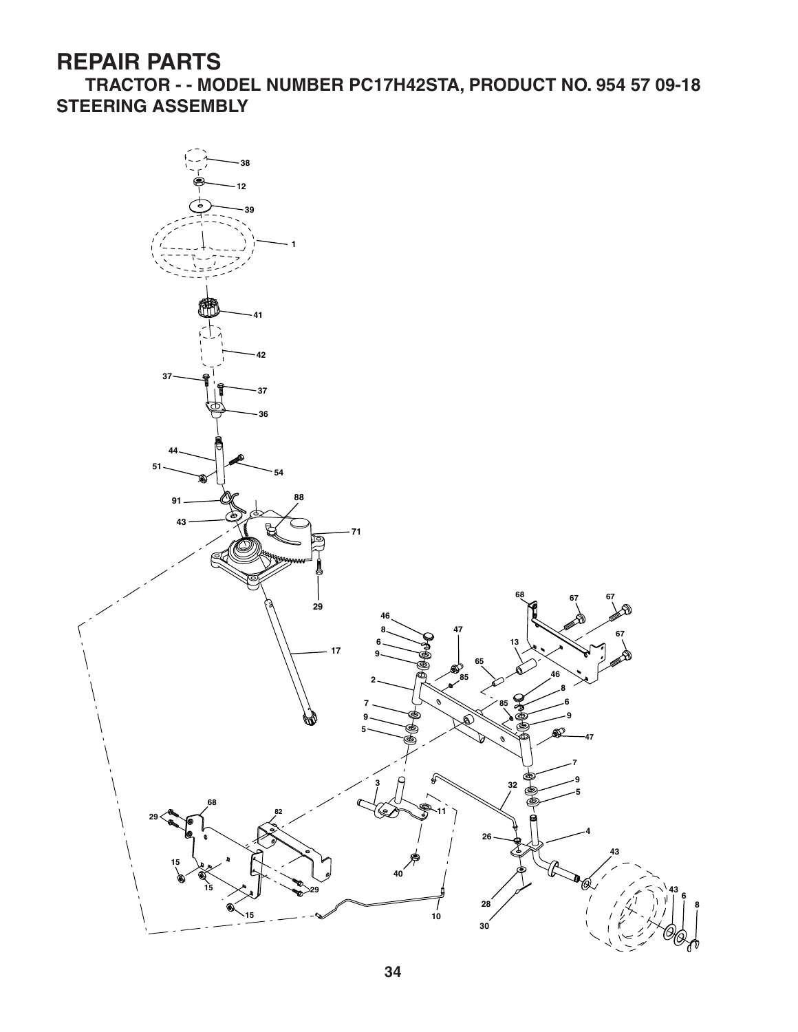# REPAIR PARTS

## TRACTOR - - MODEL NUMBER PC17H42STA, PRODUCT NO. 954 57 09-18

## STEERING ASSEMBLY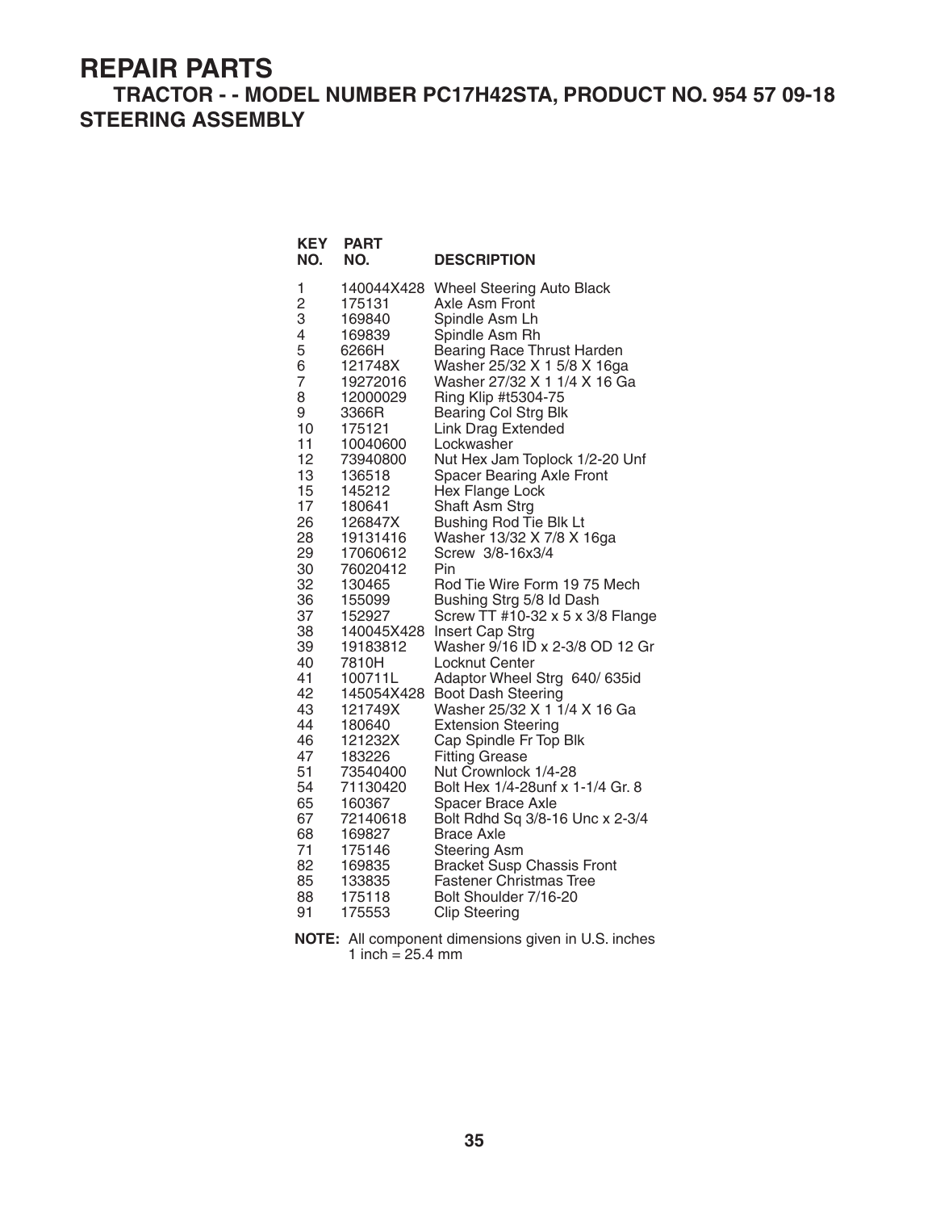# REPAIR PARTS

## TRACTOR - - MODEL NUMBER PC17H42STA, PRODUCT NO. 954 57 09-18

## STEERING ASSEMBLY

| KEY NO. | PART NO. | DESCRIPTION |
|---|---|---|
| 1 | 140044X428 | Wheel Steering Auto Black |
| 2 | 175131 | Axle Asm Front |
| 3 | 169840 | Spindle Asm Lh |
| 4 | 169839 | Spindle Asm Rh |
| 5 | 6266H | Bearing Race Thrust Harden |
| 6 | 121748X | Washer 25/32 X 1 5/8 X 16ga |
| 7 | 19272016 | Washer 27/32 X 1 1/4 X 16 Ga |
| 8 | 12000029 | Ring Klip #t5304-75 |
| 9 | 3366R | Bearing Col Strg Blk |
| 10 | 175121 | Link Drag Extended |
| 11 | 10040600 | Lockwasher |
| 12 | 73940800 | Nut Hex Jam Toplock 1/2-20 Unf |
| 13 | 136518 | Spacer Bearing Axle Front |
| 15 | 145212 | Hex Flange Lock |
| 17 | 180641 | Shaft Asm Strg |
| 26 | 126847X | Bushing Rod Tie Blk Lt |
| 28 | 19131416 | Washer 13/32 X 7/8 X 16ga |
| 29 | 17060612 | Screw 3/8-16x3/4 |
| 30 | 76020412 | Pin |
| 32 | 130465 | Rod Tie Wire Form 19 75 Mech |
| 36 | 155099 | Bushing Strg 5/8 Id Dash |
| 37 | 152927 | Screw TT #10-32 x 5 x 3/8 Flange |
| 38 | 140045X428 | Insert Cap Strg |
| 39 | 19183812 | Washer 9/16 ID x 2-3/8 OD 12 Gr |
| 40 | 7810H | Locknut Center |
| 41 | 100711L | Adaptor Wheel Strg 640/ 635id |
| 42 | 145054X428 | Boot Dash Steering |
| 43 | 121749X | Washer 25/32 X 1 1/4 X 16 Ga |
| 44 | 180640 | Extension Steering |
| 46 | 121232X | Cap Spindle Fr Top Blk |
| 47 | 183226 | Fitting Grease |
| 51 | 73540400 | Nut Crownlock 1/4-28 |
| 54 | 71130420 | Bolt Hex 1/4-28unf x 1-1/4 Gr. 8 |
| 65 | 160367 | Spacer Brace Axle |
| 67 | 72140618 | Bolt Rdhd Sq 3/8-16 Unc x 2-3/4 |
| 68 | 169827 | Brace Axle |
| 71 | 175146 | Steering Asm |
| 82 | 169835 | Bracket Susp Chassis Front |
| 85 | 133835 | Fastener Christmas Tree |
| 88 | 175118 | Bolt Shoulder 7/16-20 |
| 91 | 175553 | Clip Steering |

**NOTE:** All component dimensions given in U.S. inches
1 inch = 25.4 mm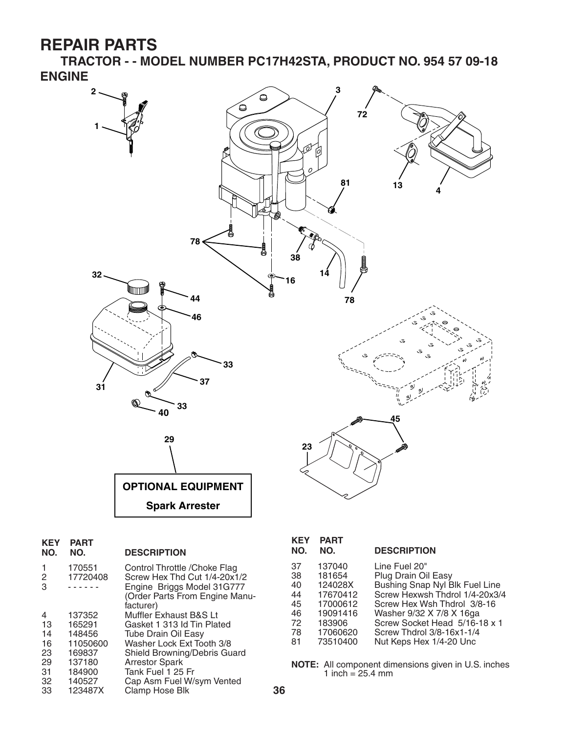# REPAIR PARTS

## TRACTOR - - MODEL NUMBER PC17H42STA, PRODUCT NO. 954 57 09-18

### ENGINE

OPTIONAL EQUIPMENT

Spark Arrester

| KEY NO. | PART NO. | DESCRIPTION |
|---|---|---|
| 1 | 170551 | Control Throttle /Choke Flag |
| 2 | 17720408 | Screw Hex Thd Cut 1/4-20x1/2 |
| 3 | - - - - - - | Engine Briggs Model 31G777 (Order Parts From Engine Manufacturer) |
| 4 | 137352 | Muffler Exhaust B&S Lt |
| 13 | 165291 | Gasket 1 313 Id Tin Plated |
| 14 | 148456 | Tube Drain Oil Easy |
| 16 | 11050600 | Washer Lock Ext Tooth 3/8 |
| 23 | 169837 | Shield Browning/Debris Guard |
| 29 | 137180 | Arrestor Spark |
| 31 | 184900 | Tank Fuel 1 25 Fr |
| 32 | 140527 | Cap Asm Fuel W/sym Vented |
| 33 | 123487X | Clamp Hose Blk |
| 37 | 137040 | Line Fuel 20" |
| 38 | 181654 | Plug Drain Oil Easy |
| 40 | 124028X | Bushing Snap Nyl Blk Fuel Line |
| 44 | 17670412 | Screw Hexwsh Thdrol 1/4-20x3/4 |
| 45 | 17000612 | Screw Hex Wsh Thdrol 3/8-16 |
| 46 | 19091416 | Washer 9/32 X 7/8 X 16ga |
| 72 | 183906 | Screw Socket Head 5/16-18 x 1 |
| 78 | 17060620 | Screw Thdrol 3/8-16x1-1/4 |
| 81 | 73510400 | Nut Keps Hex 1/4-20 Unc |

**NOTE:** All component dimensions given in U.S. inches
1 inch = 25.4 mm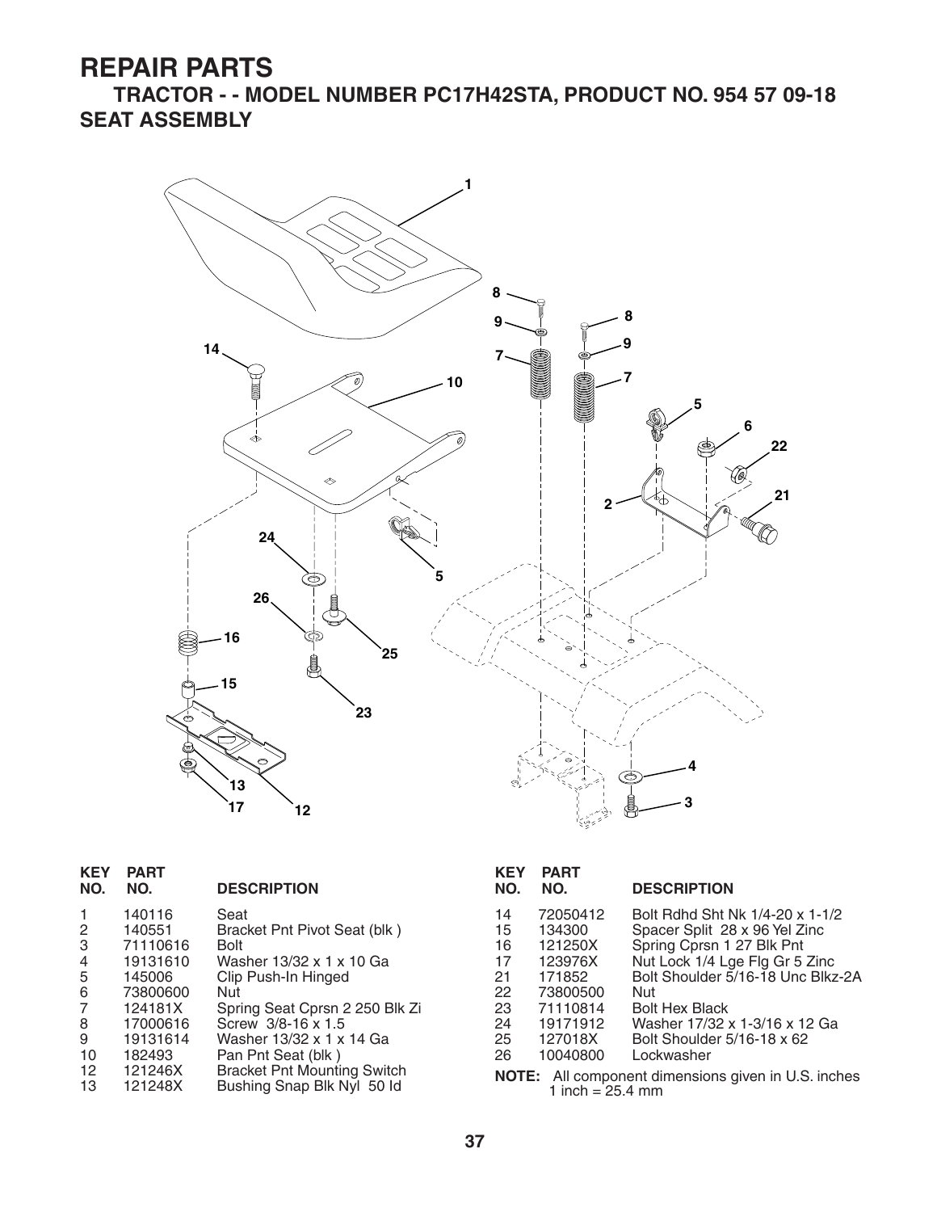# REPAIR PARTS

## TRACTOR - - MODEL NUMBER PC17H42STA, PRODUCT NO. 954 57 09-18

## SEAT ASSEMBLY

| KEY NO. | PART NO. | DESCRIPTION |
|---|---|---|
| 1 | 140116 | Seat |
| 2 | 140551 | Bracket Pnt Pivot Seat (blk ) |
| 3 | 71110616 | Bolt |
| 4 | 19131610 | Washer 13/32 x 1 x 10 Ga |
| 5 | 145006 | Clip Push-In Hinged |
| 6 | 73800600 | Nut |
| 7 | 124181X | Spring Seat Cprsn 2 250 Blk Zi |
| 8 | 17000616 | Screw 3/8-16 x 1.5 |
| 9 | 19131614 | Washer 13/32 x 1 x 14 Ga |
| 10 | 182493 | Pan Pnt Seat (blk ) |
| 12 | 121246X | Bracket Pnt Mounting Switch |
| 13 | 121248X | Bushing Snap Blk Nyl 50 Id |
| 14 | 72050412 | Bolt Rdhd Sht Nk 1/4-20 x 1-1/2 |
| 15 | 134300 | Spacer Split 28 x 96 Yel Zinc |
| 16 | 121250X | Spring Cprsn 1 27 Blk Pnt |
| 17 | 123976X | Nut Lock 1/4 Lge Flg Gr 5 Zinc |
| 21 | 171852 | Bolt Shoulder 5/16-18 Unc Blkz-2A |
| 22 | 73800500 | Nut |
| 23 | 71110814 | Bolt Hex Black |
| 24 | 19171912 | Washer 17/32 x 1-3/16 x 12 Ga |
| 25 | 127018X | Bolt Shoulder 5/16-18 x 62 |
| 26 | 10040800 | Lockwasher |

**NOTE:** All component dimensions given in U.S. inches
1 inch = 25.4 mm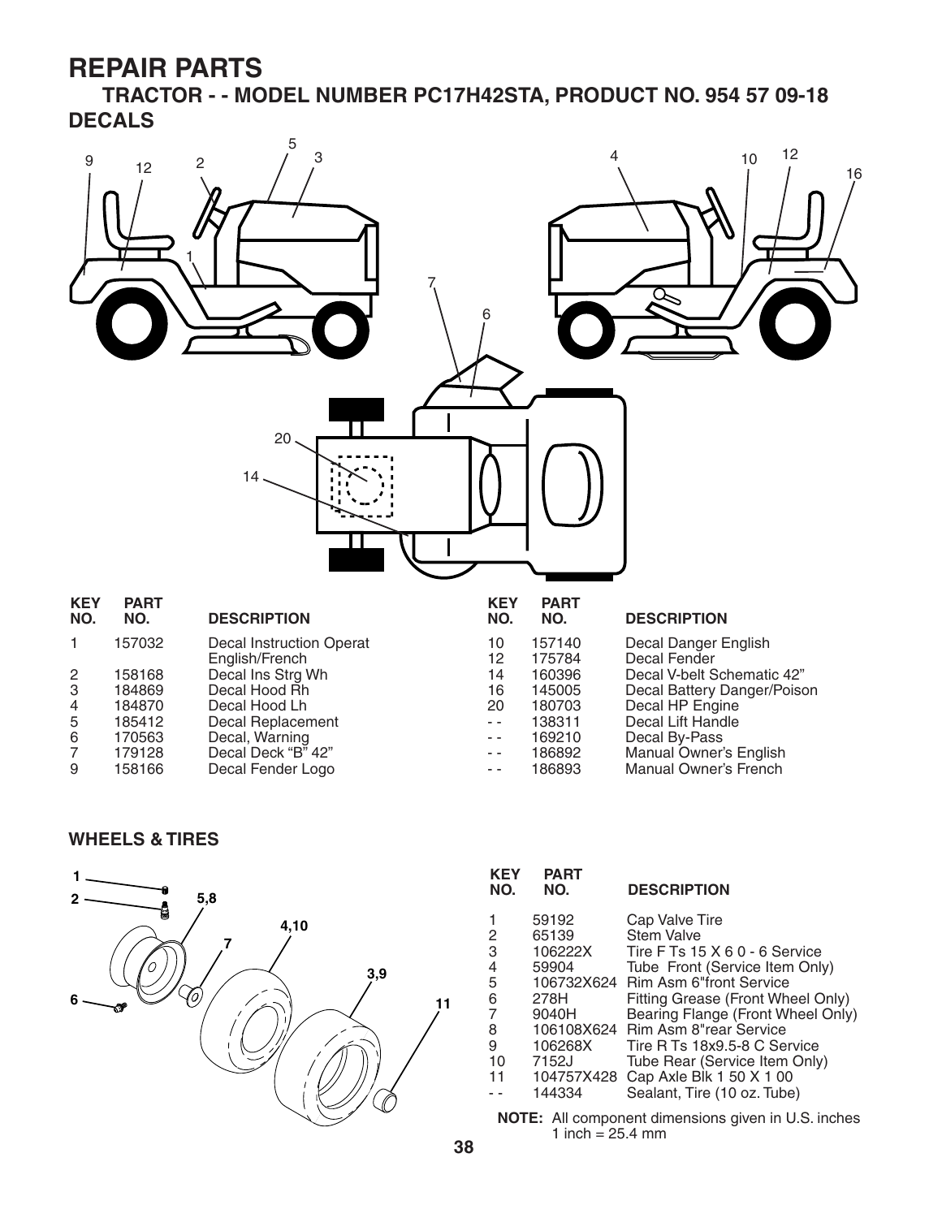# REPAIR PARTS

## TRACTOR - - MODEL NUMBER PC17H42STA, PRODUCT NO. 954 57 09-18

### DECALS

| KEY NO. | PART NO. | DESCRIPTION |
|---|---|---|
| 1 | 157032 | Decal Instruction Operat English/French |
| 2 | 158168 | Decal Ins Strg Wh |
| 3 | 184869 | Decal Hood Rh |
| 4 | 184870 | Decal Hood Lh |
| 5 | 185412 | Decal Replacement |
| 6 | 170563 | Decal, Warning |
| 7 | 179128 | Decal Deck "B" 42" |
| 9 | 158166 | Decal Fender Logo |
| 10 | 157140 | Decal Danger English |
| 12 | 175784 | Decal Fender |
| 14 | 160396 | Decal V-belt Schematic 42" |
| 16 | 145005 | Decal Battery Danger/Poison |
| 20 | 180703 | Decal HP Engine |
| - - | 138311 | Decal Lift Handle |
| - - | 169210 | Decal By-Pass |
| - - | 186892 | Manual Owner's English |
| - - | 186893 | Manual Owner's French |

### WHEELS & TIRES

| KEY NO. | PART NO. | DESCRIPTION |
|---|---|---|
| 1 | 59192 | Cap Valve Tire |
| 2 | 65139 | Stem Valve |
| 3 | 106222X | Tire F Ts 15 X 6 0 - 6 Service |
| 4 | 59904 | Tube Front (Service Item Only) |
| 5 | 106732X624 | Rim Asm 6"front Service |
| 6 | 278H | Fitting Grease (Front Wheel Only) |
| 7 | 9040H | Bearing Flange (Front Wheel Only) |
| 8 | 106108X624 | Rim Asm 8"rear Service |
| 9 | 106268X | Tire R Ts 18x9.5-8 C Service |
| 10 | 7152J | Tube Rear (Service Item Only) |
| 11 | 104757X428 | Cap Axle Blk 1 50 X 1 00 |
| - - | 144334 | Sealant, Tire (10 oz. Tube) |

**NOTE:** All component dimensions given in U.S. inches
1 inch = 25.4 mm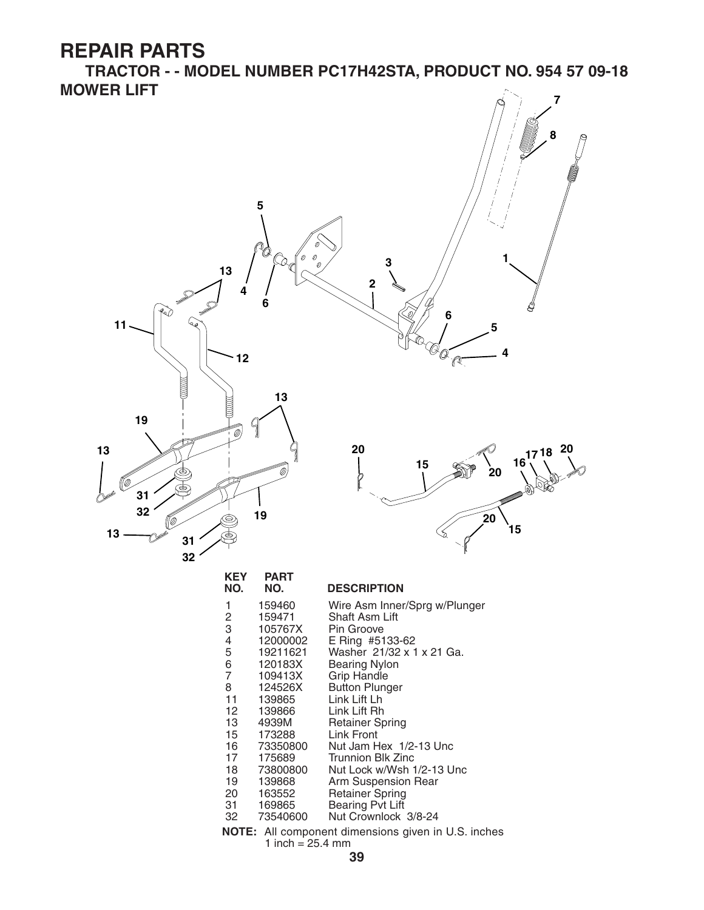# REPAIR PARTS

## TRACTOR - - MODEL NUMBER PC17H42STA, PRODUCT NO. 954 57 09-18

### MOWER LIFT

| KEY NO. | PART NO. | DESCRIPTION |
|---|---|---|
| 1 | 159460 | Wire Asm Inner/Sprg w/Plunger |
| 2 | 159471 | Shaft Asm Lift |
| 3 | 105767X | Pin Groove |
| 4 | 12000002 | E Ring #5133-62 |
| 5 | 19211621 | Washer 21/32 x 1 x 21 Ga. |
| 6 | 120183X | Bearing Nylon |
| 7 | 109413X | Grip Handle |
| 8 | 124526X | Button Plunger |
| 11 | 139865 | Link Lift Lh |
| 12 | 139866 | Link Lift Rh |
| 13 | 4939M | Retainer Spring |
| 15 | 173288 | Link Front |
| 16 | 73350800 | Nut Jam Hex 1/2-13 Unc |
| 17 | 175689 | Trunnion Blk Zinc |
| 18 | 73800800 | Nut Lock w/Wsh 1/2-13 Unc |
| 19 | 139868 | Arm Suspension Rear |
| 20 | 163552 | Retainer Spring |
| 31 | 169865 | Bearing Pvt Lift |
| 32 | 73540600 | Nut Crownlock 3/8-24 |

**NOTE:** All component dimensions given in U.S. inches
1 inch = 25.4 mm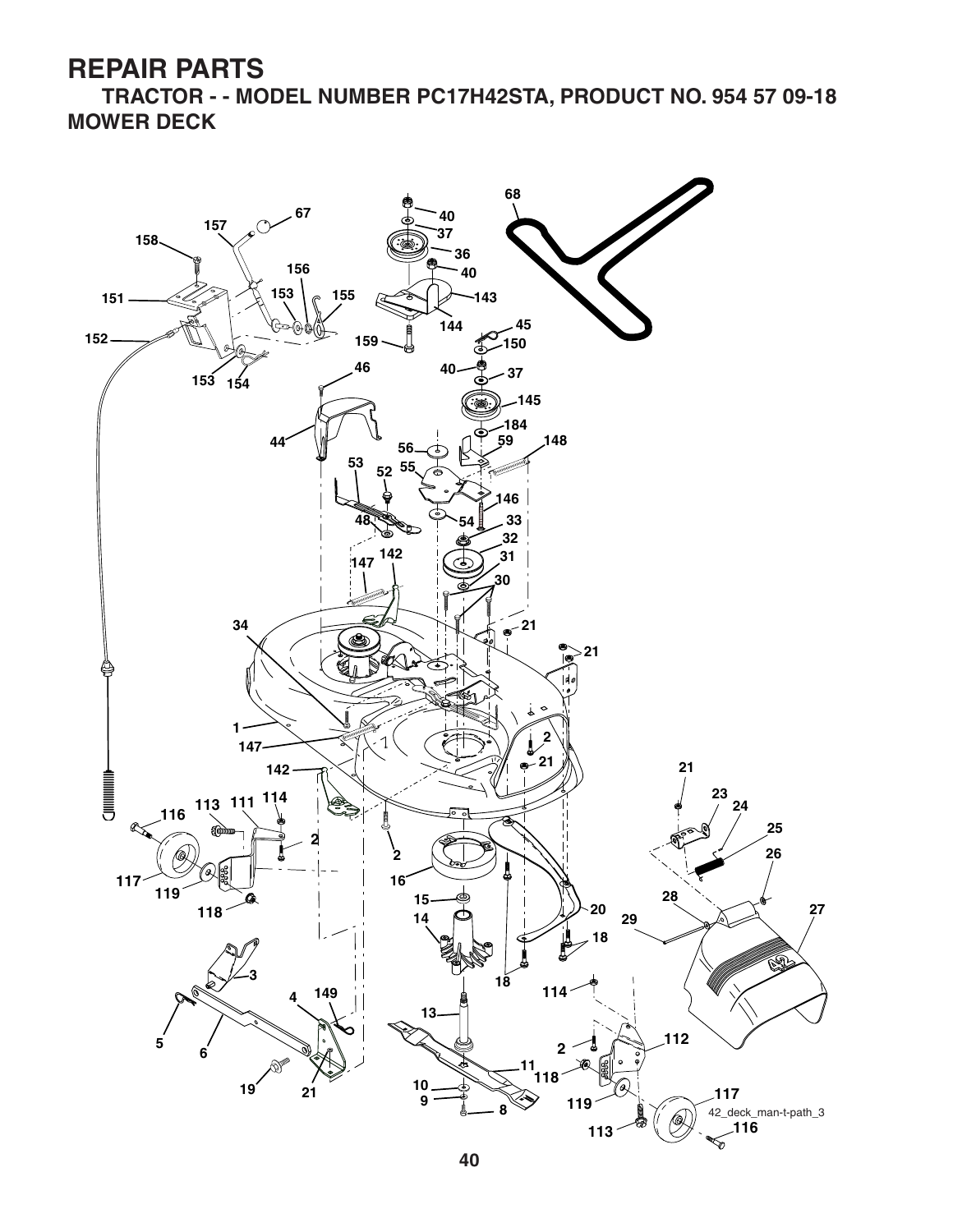# REPAIR PARTS

## TRACTOR - - MODEL NUMBER PC17H42STA, PRODUCT NO. 954 57 09-18

## MOWER DECK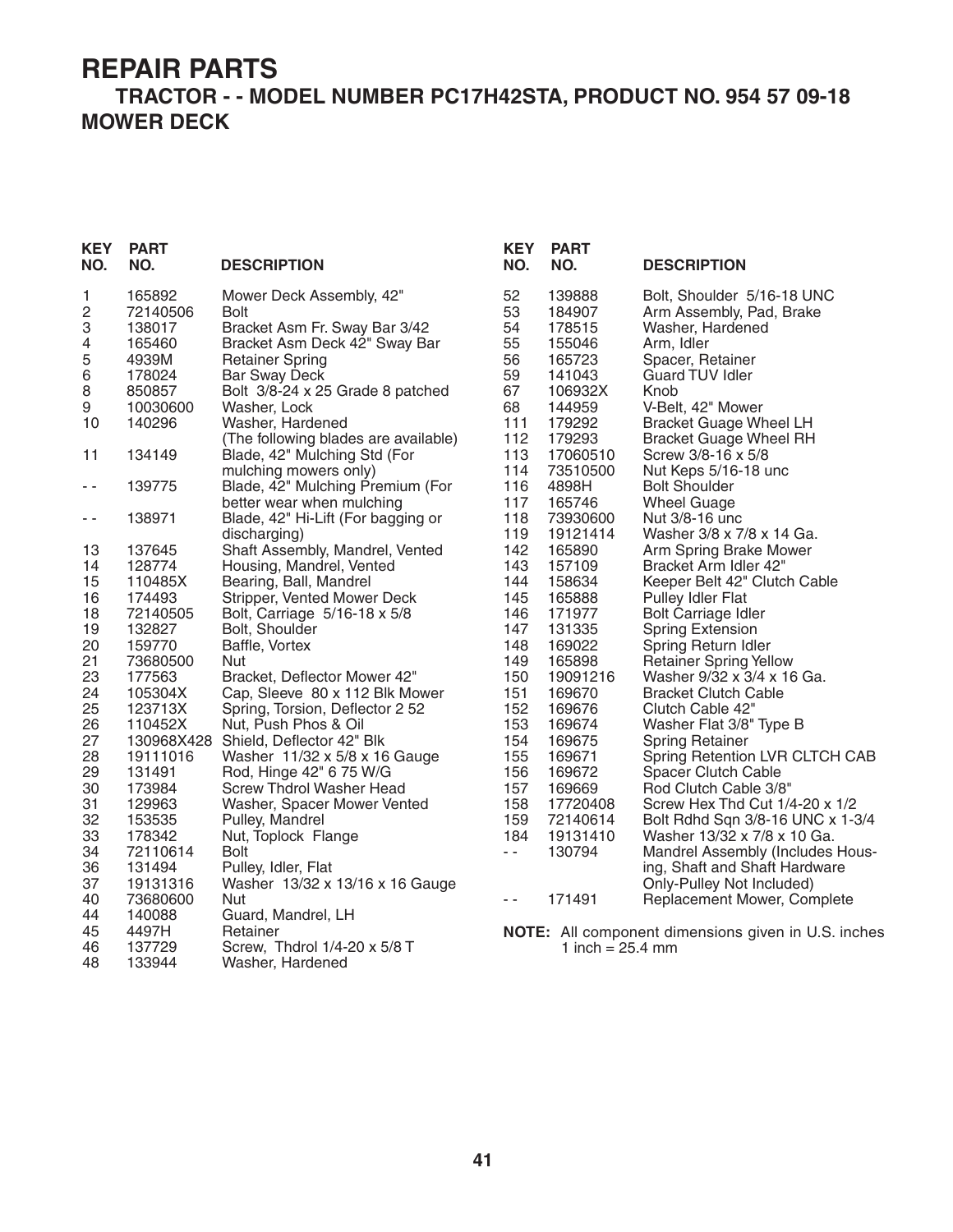# REPAIR PARTS

## TRACTOR - - MODEL NUMBER PC17H42STA, PRODUCT NO. 954 57 09-18

## MOWER DECK

| KEY NO. | PART NO. | DESCRIPTION |
|---|---|---|
| 1 | 165892 | Mower Deck Assembly, 42" |
| 2 | 72140506 | Bolt |
| 3 | 138017 | Bracket Asm Fr. Sway Bar 3/42 |
| 4 | 165460 | Bracket Asm Deck 42" Sway Bar |
| 5 | 4939M | Retainer Spring |
| 6 | 178024 | Bar Sway Deck |
| 8 | 850857 | Bolt 3/8-24 x 25 Grade 8 patched |
| 9 | 10030600 | Washer, Lock |
| 10 | 140296 | Washer, Hardened |
| | | (The following blades are available) |
| 11 | 134149 | Blade, 42" Mulching Std (For mulching mowers only) |
| - - | 139775 | Blade, 42" Mulching Premium (For better wear when mulching |
| - - | 138971 | Blade, 42" Hi-Lift (For bagging or discharging) |
| 13 | 137645 | Shaft Assembly, Mandrel, Vented |
| 14 | 128774 | Housing, Mandrel, Vented |
| 15 | 110485X | Bearing, Ball, Mandrel |
| 16 | 174493 | Stripper, Vented Mower Deck |
| 18 | 72140505 | Bolt, Carriage 5/16-18 x 5/8 |
| 19 | 132827 | Bolt, Shoulder |
| 20 | 159770 | Baffle, Vortex |
| 21 | 73680500 | Nut |
| 23 | 177563 | Bracket, Deflector Mower 42" |
| 24 | 105304X | Cap, Sleeve 80 x 112 Blk Mower |
| 25 | 123713X | Spring, Torsion, Deflector 2 52 |
| 26 | 110452X | Nut, Push Phos & Oil |
| 27 | 130968X428 | Shield, Deflector 42" Blk |
| 28 | 19111016 | Washer 11/32 x 5/8 x 16 Gauge |
| 29 | 131491 | Rod, Hinge 42" 6 75 W/G |
| 30 | 173984 | Screw Thdrol Washer Head |
| 31 | 129963 | Washer, Spacer Mower Vented |
| 32 | 153535 | Pulley, Mandrel |
| 33 | 178342 | Nut, Toplock Flange |
| 34 | 72110614 | Bolt |
| 36 | 131494 | Pulley, Idler, Flat |
| 37 | 19131316 | Washer 13/32 x 13/16 x 16 Gauge |
| 40 | 73680600 | Nut |
| 44 | 140088 | Guard, Mandrel, LH |
| 45 | 4497H | Retainer |
| 46 | 137729 | Screw, Thdrol 1/4-20 x 5/8 T |
| 48 | 133944 | Washer, Hardened |
| 52 | 139888 | Bolt, Shoulder 5/16-18 UNC |
| 53 | 184907 | Arm Assembly, Pad, Brake |
| 54 | 178515 | Washer, Hardened |
| 55 | 155046 | Arm, Idler |
| 56 | 165723 | Spacer, Retainer |
| 59 | 141043 | Guard TUV Idler |
| 67 | 106932X | Knob |
| 68 | 144959 | V-Belt, 42" Mower |
| 111 | 179292 | Bracket Guage Wheel LH |
| 112 | 179293 | Bracket Guage Wheel RH |
| 113 | 17060510 | Screw 3/8-16 x 5/8 |
| 114 | 73510500 | Nut Keps 5/16-18 unc |
| 116 | 4898H | Bolt Shoulder |
| 117 | 165746 | Wheel Guage |
| 118 | 73930600 | Nut 3/8-16 unc |
| 119 | 19121414 | Washer 3/8 x 7/8 x 14 Ga. |
| 142 | 165890 | Arm Spring Brake Mower |
| 143 | 157109 | Bracket Arm Idler 42" |
| 144 | 158634 | Keeper Belt 42" Clutch Cable |
| 145 | 165888 | Pulley Idler Flat |
| 146 | 171977 | Bolt Carriage Idler |
| 147 | 131335 | Spring Extension |
| 148 | 169022 | Spring Return Idler |
| 149 | 165898 | Retainer Spring Yellow |
| 150 | 19091216 | Washer 9/32 x 3/4 x 16 Ga. |
| 151 | 169670 | Bracket Clutch Cable |
| 152 | 169676 | Clutch Cable 42" |
| 153 | 169674 | Washer Flat 3/8" Type B |
| 154 | 169675 | Spring Retainer |
| 155 | 169671 | Spring Retention LVR CLTCH CAB |
| 156 | 169672 | Spacer Clutch Cable |
| 157 | 169669 | Rod Clutch Cable 3/8" |
| 158 | 17720408 | Screw Hex Thd Cut 1/4-20 x 1/2 |
| 159 | 72140614 | Bolt Rdhd Sqn 3/8-16 UNC x 1-3/4 |
| 184 | 19131410 | Washer 13/32 x 7/8 x 10 Ga. |
| - - | 130794 | Mandrel Assembly (Includes Housing, Shaft and Shaft Hardware Only-Pulley Not Included) |
| - - | 171491 | Replacement Mower, Complete |

**NOTE:** All component dimensions given in U.S. inches
1 inch = 25.4 mm